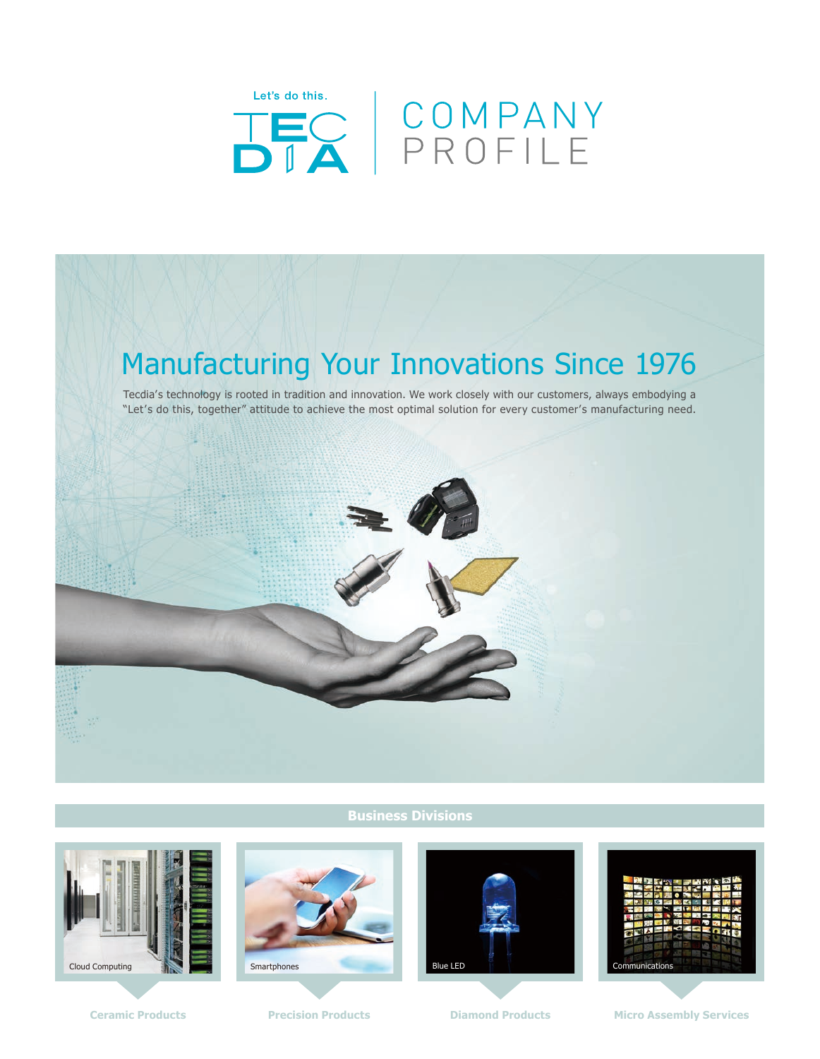Let's do this.

TEC DIA | COMPANY PROFILE

# Manufacturing Your Innovations Since 1976

Tecdia's technology is rooted in tradition and innovation. We work closely with our customers, always embodying a "Let's do this, together" attitude to achieve the most optimal solution for every customer's manufacturing need.

## Business Divisions

Cloud Computing

**Ceramic Products**

Smartphones

**Precision Products**

Blue LED

**Diamond Products**

Communications

**Micro Assembly Services**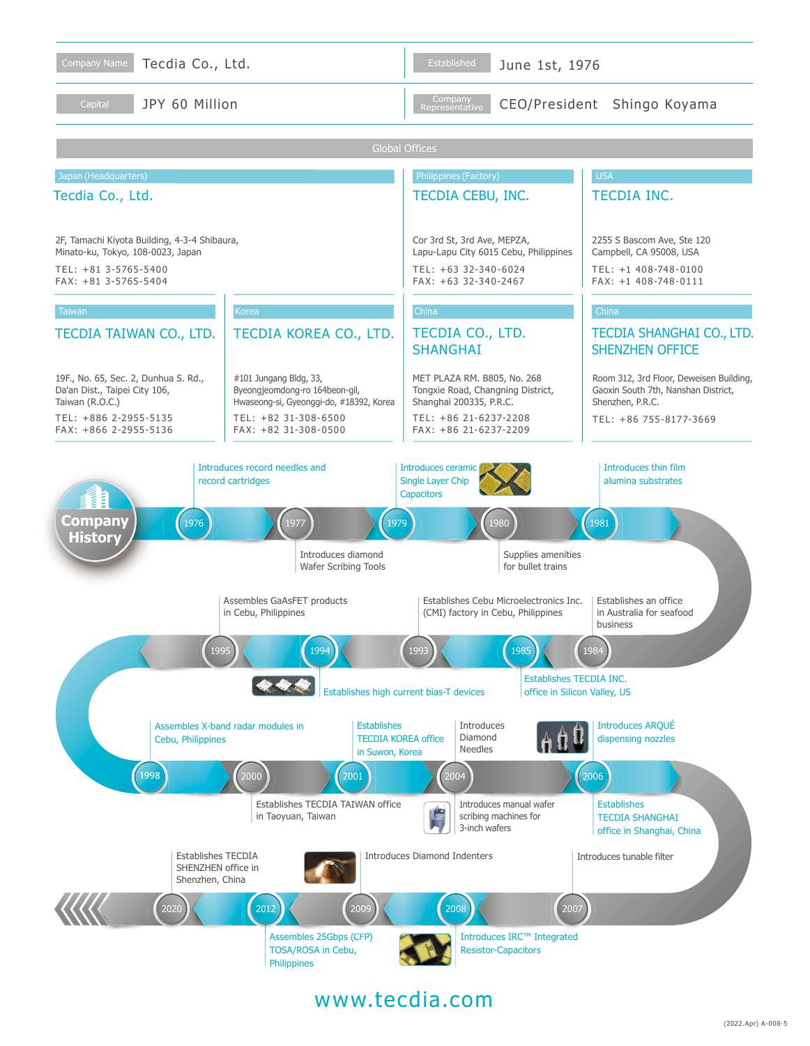| | | | |
|---|---|---|---|
| Company Name | Tecdia Co., Ltd. | Established | June 1st, 1976 |
| Capital | JPY 60 Million | Company Representative | CEO/President Shingo Koyama |

## Global Offices

**Japan (Headquarters)**

### Tecdia Co., Ltd.

2F, Tamachi Kiyota Building, 4-3-4 Shibaura,
Minato-ku, Tokyo, 108-0023, Japan

TEL: +81 3-5765-5400
FAX: +81 3-5765-5404

**Philippines (Factory)**

### TECDIA CEBU, INC.

Cor 3rd St, 3rd Ave, MEPZA,
Lapu-Lapu City 6015 Cebu, Philippines

TEL: +63 32-340-6024
FAX: +63 32-340-2467

**USA**

### TECDIA INC.

2255 S Bascom Ave, Ste 120
Campbell, CA 95008, USA

TEL: +1 408-748-0100
FAX: +1 408-748-0111

**Taiwan**

### TECDIA TAIWAN CO., LTD.

19F., No. 65, Sec. 2, Dunhua S. Rd.,
Da'an Dist., Taipei City 106,
Taiwan (R.O.C.)

TEL: +886 2-2955-5135
FAX: +866 2-2955-5136

**Korea**

### TECDIA KOREA CO., LTD.

#101 Jungang Bldg, 33,
Byeongjeomdong-ro 164beon-gil,
Hwaseong-si, Gyeonggi-do, #18392, Korea

TEL: +82 31-308-6500
FAX: +82 31-308-0500

**China**

### TECDIA CO., LTD. SHANGHAI

MET PLAZA RM. B805, No. 268
Tongxie Road, Changning District,
Shanghai 200335, P.R.C.

TEL: +86 21-6237-2208
FAX: +86 21-6237-2209

**China**

### TECDIA SHANGHAI CO., LTD. SHENZHEN OFFICE

Room 312, 3rd Floor, Deweisen Building,
Gaoxin South 7th, Nanshan District,
Shenzhen, P.R.C.

TEL: +86 755-8177-3669

## Company History

- **1976** Introduces record needles and record cartridges
- **1977** Introduces diamond Wafer Scribing Tools
- **1979** Introduces ceramic Single Layer Chip Capacitors
- **1980** Supplies amenities for bullet trains
- **1981** Introduces thin film alumina substrates
- **1984** Establishes an office in Australia for seafood business
- **1985** Establishes TECDIA INC. office in Silicon Valley, US
- **1993** Establishes Cebu Microelectronics Inc. (CMI) factory in Cebu, Philippines
- **1994** Establishes high current bias-T devices
- **1995** Assembles GaAsFET products in Cebu, Philippines
- **1998** Assembles X-band radar modules in Cebu, Philippines
- **2000** Establishes TECDIA TAIWAN office in Taoyuan, Taiwan
- **2001** Establishes TECDIA KOREA office in Suwon, Korea
- **2004** Introduces Diamond Needles; Introduces manual wafer scribing machines for 3-inch wafers
- **2006** Introduces ARQUÉ dispensing nozzles; Establishes TECDIA SHANGHAI office in Shanghai, China
- **2007** Introduces tunable filter
- **2008** Introduces IRC™ Integrated Resistor-Capacitors
- **2009** Introduces Diamond Indenters
- **2012** Assembles 25Gbps (CFP) TOSA/ROSA in Cebu, Philippines
- **2020** Establishes TECDIA SHENZHEN office in Shenzhen, China

www.tecdia.com

(2022.Apr) A-008-5